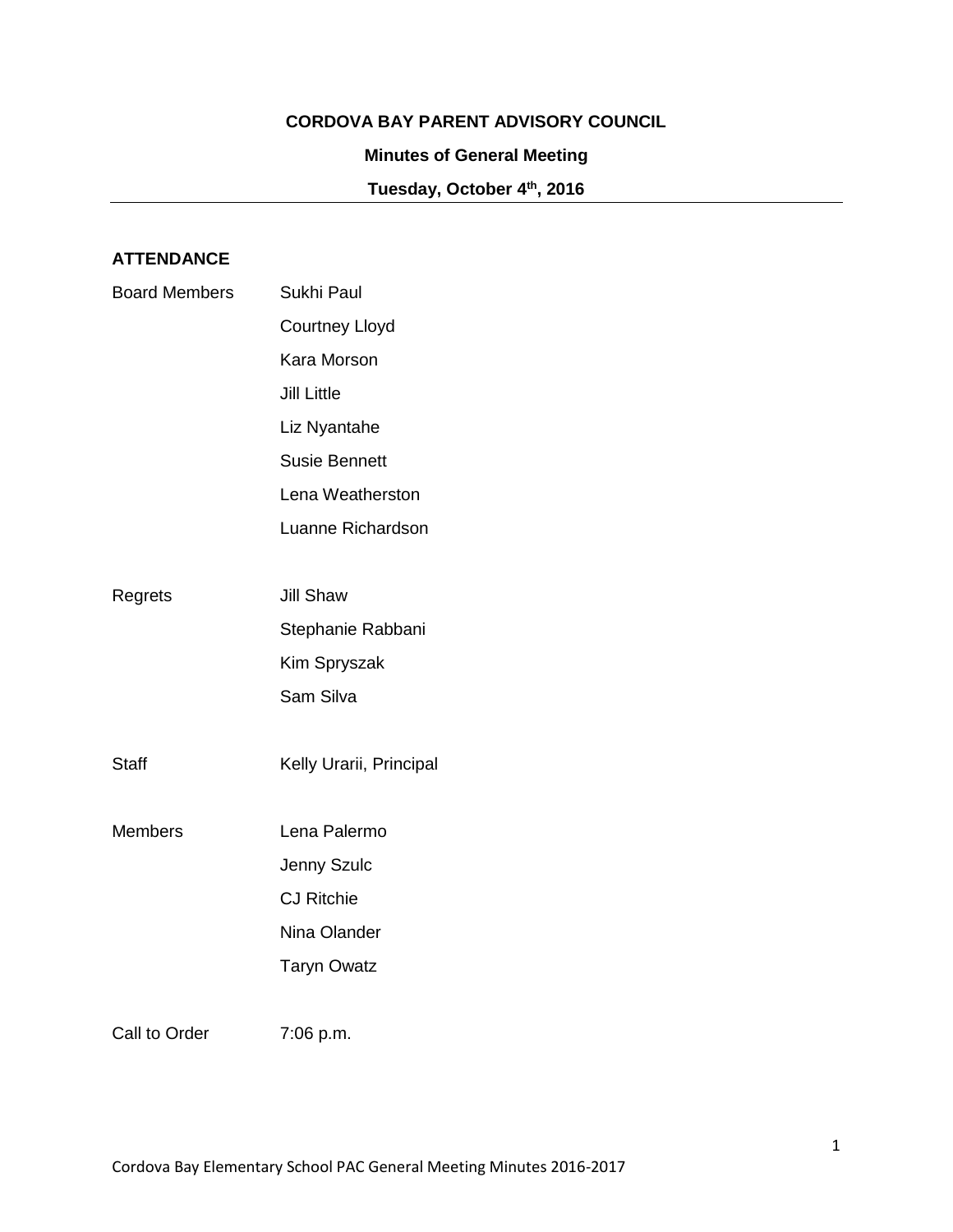**CORDOVA BAY PARENT ADVISORY COUNCIL**

**Minutes of General Meeting**

**Tuesday, October 4th, 2016**

---

**ATTENDANCE**

| | |
|---|---|
| Board Members | Sukhi Paul |
| | Courtney Lloyd |
| | Kara Morson |
| | Jill Little |
| | Liz Nyantahe |
| | Susie Bennett |
| | Lena Weatherston |
| | Luanne Richardson |
| | |
| Regrets | Jill Shaw |
| | Stephanie Rabbani |
| | Kim Spryszak |
| | Sam Silva |
| | |
| Staff | Kelly Urarii, Principal |
| | |
| Members | Lena Palermo |
| | Jenny Szulc |
| | CJ Ritchie |
| | Nina Olander |
| | Taryn Owatz |
| | |
| Call to Order | 7:06 p.m. |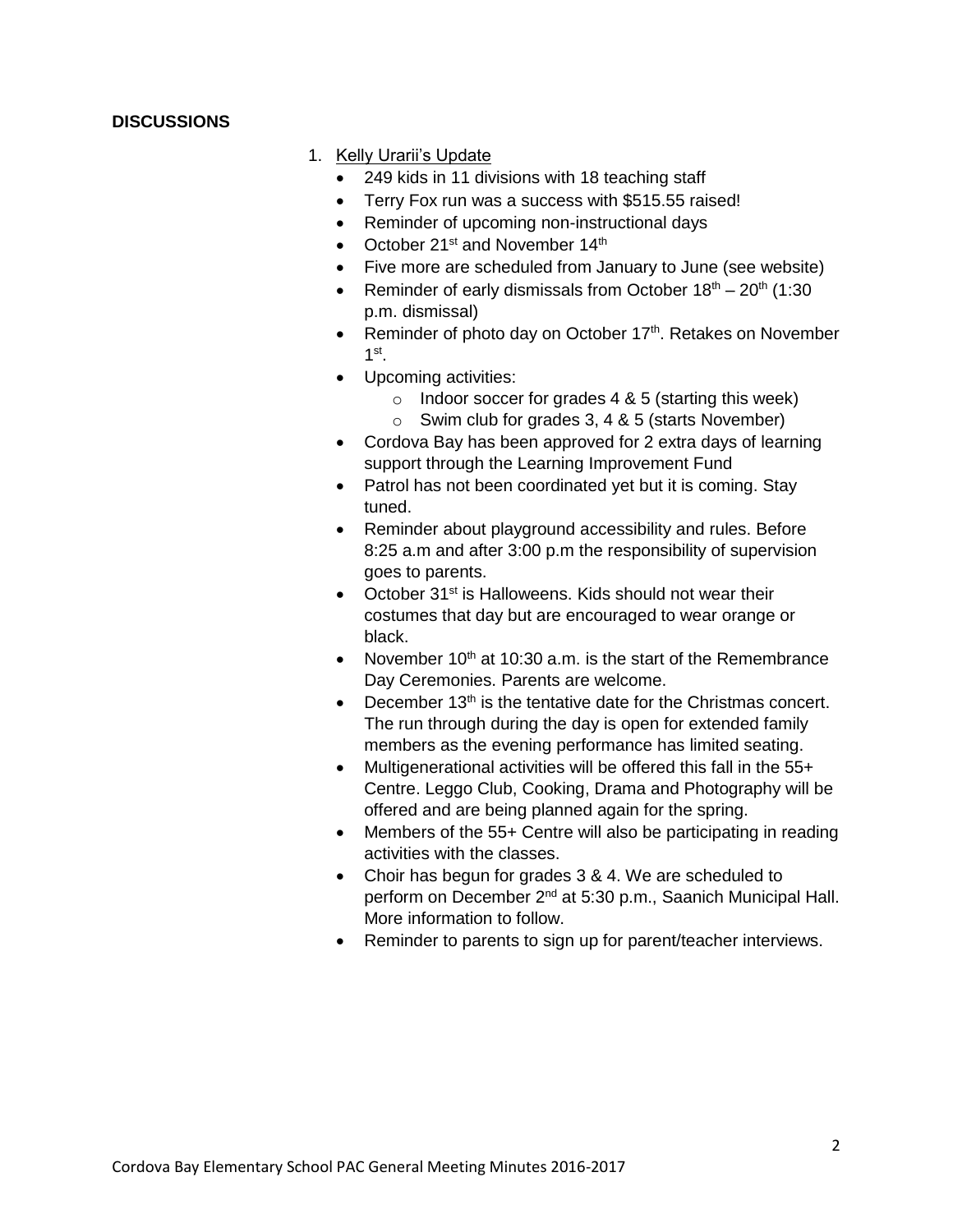**DISCUSSIONS**

1. Kelly Urarii's Update
   - 249 kids in 11 divisions with 18 teaching staff
   - Terry Fox run was a success with $515.55 raised!
   - Reminder of upcoming non-instructional days
   - October 21st and November 14th
   - Five more are scheduled from January to June (see website)
   - Reminder of early dismissals from October 18th – 20th (1:30 p.m. dismissal)
   - Reminder of photo day on October 17th. Retakes on November 1st.
   - Upcoming activities:
     - Indoor soccer for grades 4 & 5 (starting this week)
     - Swim club for grades 3, 4 & 5 (starts November)
   - Cordova Bay has been approved for 2 extra days of learning support through the Learning Improvement Fund
   - Patrol has not been coordinated yet but it is coming. Stay tuned.
   - Reminder about playground accessibility and rules. Before 8:25 a.m and after 3:00 p.m the responsibility of supervision goes to parents.
   - October 31st is Halloweens. Kids should not wear their costumes that day but are encouraged to wear orange or black.
   - November 10th at 10:30 a.m. is the start of the Remembrance Day Ceremonies. Parents are welcome.
   - December 13th is the tentative date for the Christmas concert. The run through during the day is open for extended family members as the evening performance has limited seating.
   - Multigenerational activities will be offered this fall in the 55+ Centre. Leggo Club, Cooking, Drama and Photography will be offered and are being planned again for the spring.
   - Members of the 55+ Centre will also be participating in reading activities with the classes.
   - Choir has begun for grades 3 & 4. We are scheduled to perform on December 2nd at 5:30 p.m., Saanich Municipal Hall. More information to follow.
   - Reminder to parents to sign up for parent/teacher interviews.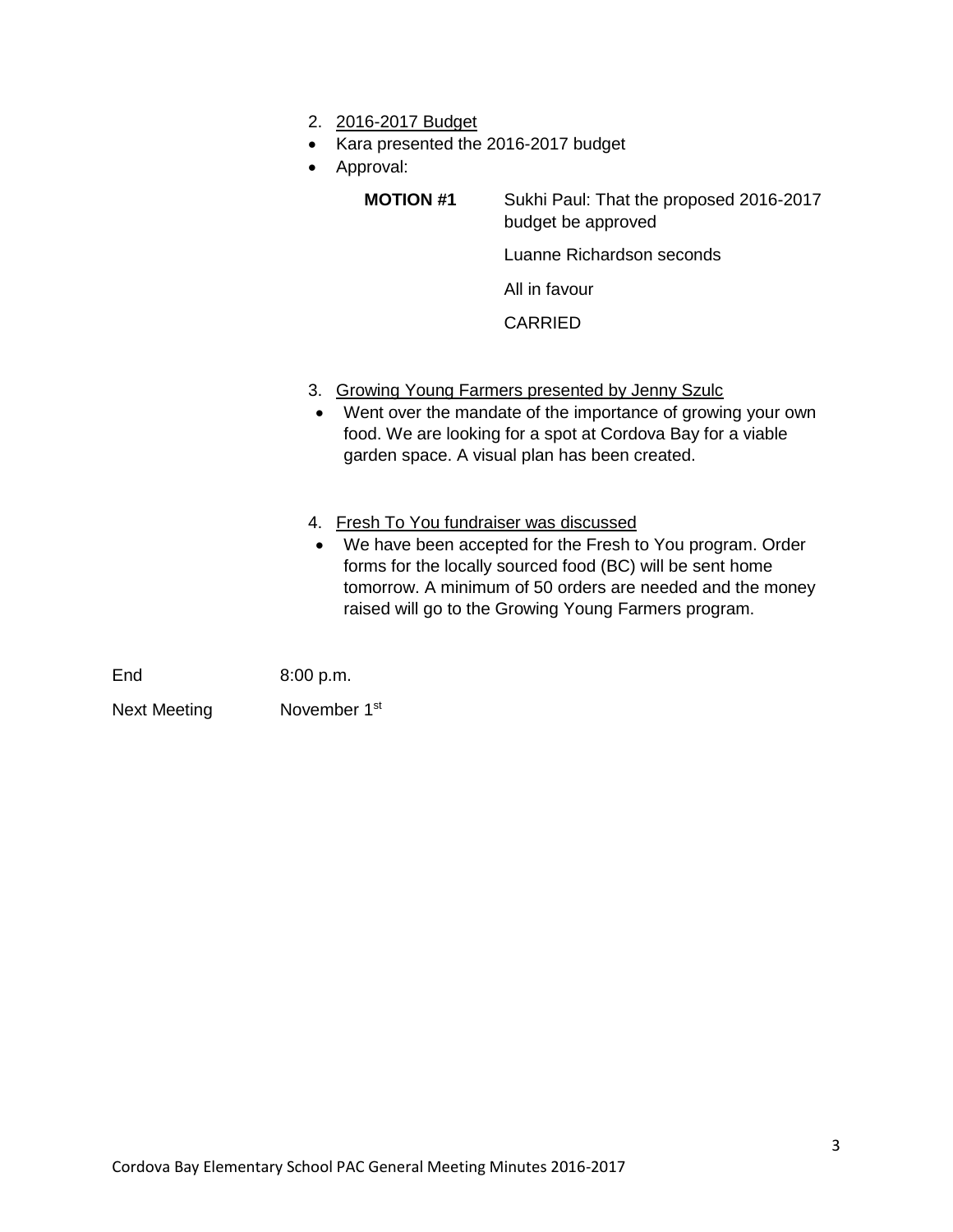2. <u>2016-2017 Budget</u>

- Kara presented the 2016-2017 budget
- Approval:

| | |
|---|---|
| **MOTION #1** | Sukhi Paul: That the proposed 2016-2017 budget be approved |
| | Luanne Richardson seconds |
| | All in favour |
| | CARRIED |

3. <u>Growing Young Farmers presented by Jenny Szulc</u>

- Went over the mandate of the importance of growing your own food. We are looking for a spot at Cordova Bay for a viable garden space. A visual plan has been created.

4. <u>Fresh To You fundraiser was discussed</u>

- We have been accepted for the Fresh to You program. Order forms for the locally sourced food (BC) will be sent home tomorrow. A minimum of 50 orders are needed and the money raised will go to the Growing Young Farmers program.

End 8:00 p.m.

Next Meeting November 1st